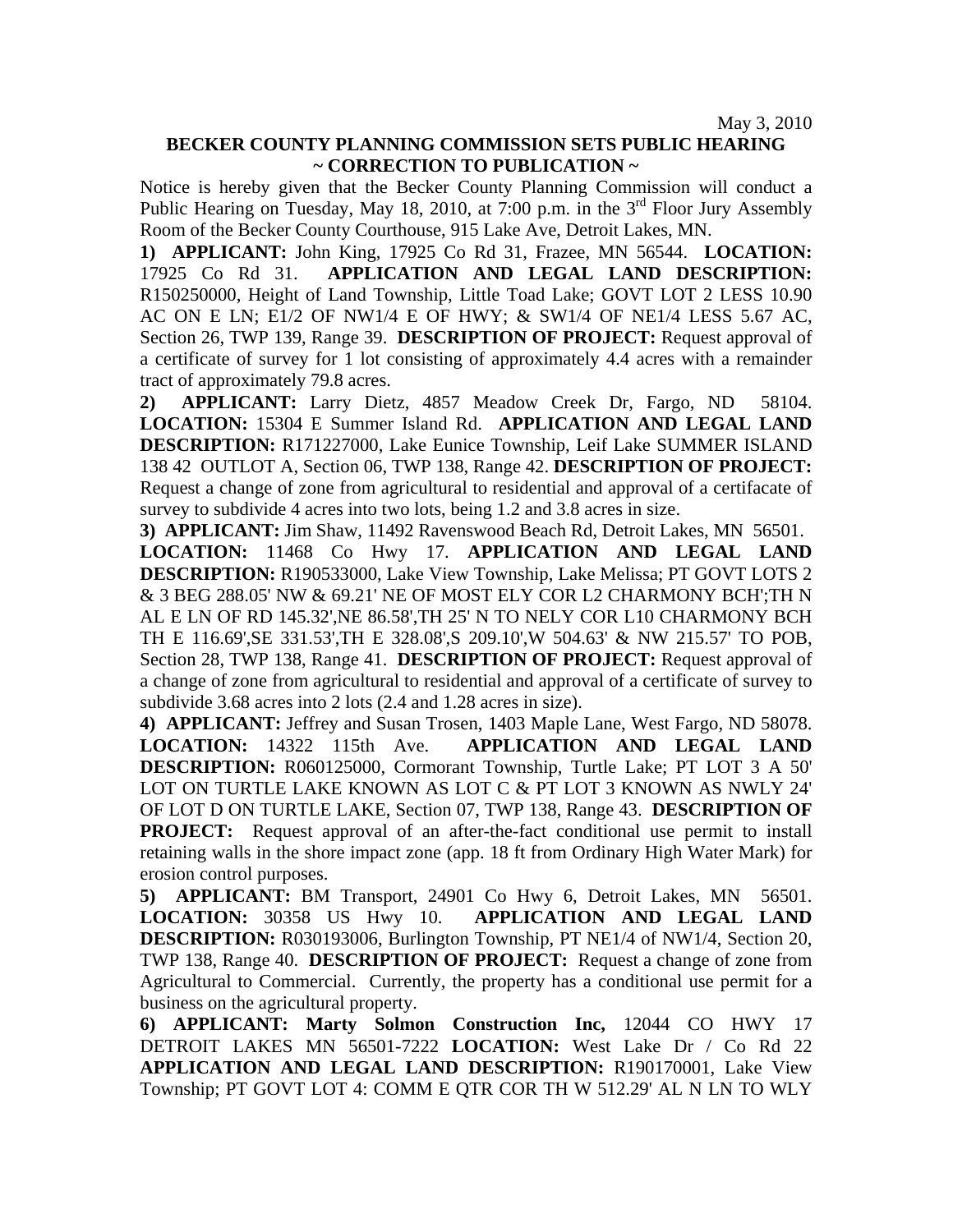May 3, 2010

**BECKER COUNTY PLANNING COMMISSION SETS PUBLIC HEARING**
**~ CORRECTION TO PUBLICATION ~**

Notice is hereby given that the Becker County Planning Commission will conduct a Public Hearing on Tuesday, May 18, 2010, at 7:00 p.m. in the 3rd Floor Jury Assembly Room of the Becker County Courthouse, 915 Lake Ave, Detroit Lakes, MN.

**1) APPLICANT:** John King, 17925 Co Rd 31, Frazee, MN 56544. **LOCATION:** 17925 Co Rd 31. **APPLICATION AND LEGAL LAND DESCRIPTION:** R150250000, Height of Land Township, Little Toad Lake; GOVT LOT 2 LESS 10.90 AC ON E LN; E1/2 OF NW1/4 E OF HWY; & SW1/4 OF NE1/4 LESS 5.67 AC, Section 26, TWP 139, Range 39. **DESCRIPTION OF PROJECT:** Request approval of a certificate of survey for 1 lot consisting of approximately 4.4 acres with a remainder tract of approximately 79.8 acres.

**2) APPLICANT:** Larry Dietz, 4857 Meadow Creek Dr, Fargo, ND 58104. **LOCATION:** 15304 E Summer Island Rd. **APPLICATION AND LEGAL LAND DESCRIPTION:** R171227000, Lake Eunice Township, Leif Lake SUMMER ISLAND 138 42 OUTLOT A, Section 06, TWP 138, Range 42. **DESCRIPTION OF PROJECT:** Request a change of zone from agricultural to residential and approval of a certifacate of survey to subdivide 4 acres into two lots, being 1.2 and 3.8 acres in size.

**3) APPLICANT:** Jim Shaw, 11492 Ravenswood Beach Rd, Detroit Lakes, MN 56501. **LOCATION:** 11468 Co Hwy 17. **APPLICATION AND LEGAL LAND DESCRIPTION:** R190533000, Lake View Township, Lake Melissa; PT GOVT LOTS 2 & 3 BEG 288.05' NW & 69.21' NE OF MOST ELY COR L2 CHARMONY BCH';TH N AL E LN OF RD 145.32',NE 86.58',TH 25' N TO NELY COR L10 CHARMONY BCH TH E 116.69',SE 331.53',TH E 328.08',S 209.10',W 504.63' & NW 215.57' TO POB, Section 28, TWP 138, Range 41. **DESCRIPTION OF PROJECT:** Request approval of a change of zone from agricultural to residential and approval of a certificate of survey to subdivide 3.68 acres into 2 lots (2.4 and 1.28 acres in size).

**4) APPLICANT:** Jeffrey and Susan Trosen, 1403 Maple Lane, West Fargo, ND 58078. **LOCATION:** 14322 115th Ave. **APPLICATION AND LEGAL LAND DESCRIPTION:** R060125000, Cormorant Township, Turtle Lake; PT LOT 3 A 50' LOT ON TURTLE LAKE KNOWN AS LOT C & PT LOT 3 KNOWN AS NWLY 24' OF LOT D ON TURTLE LAKE, Section 07, TWP 138, Range 43. **DESCRIPTION OF PROJECT:** Request approval of an after-the-fact conditional use permit to install retaining walls in the shore impact zone (app. 18 ft from Ordinary High Water Mark) for erosion control purposes.

**5) APPLICANT:** BM Transport, 24901 Co Hwy 6, Detroit Lakes, MN 56501. **LOCATION:** 30358 US Hwy 10. **APPLICATION AND LEGAL LAND DESCRIPTION:** R030193006, Burlington Township, PT NE1/4 of NW1/4, Section 20, TWP 138, Range 40. **DESCRIPTION OF PROJECT:** Request a change of zone from Agricultural to Commercial. Currently, the property has a conditional use permit for a business on the agricultural property.

**6) APPLICANT: Marty Solmon Construction Inc,** 12044 CO HWY 17 DETROIT LAKES MN 56501-7222 **LOCATION:** West Lake Dr / Co Rd 22 **APPLICATION AND LEGAL LAND DESCRIPTION:** R190170001, Lake View Township; PT GOVT LOT 4: COMM E QTR COR TH W 512.29' AL N LN TO WLY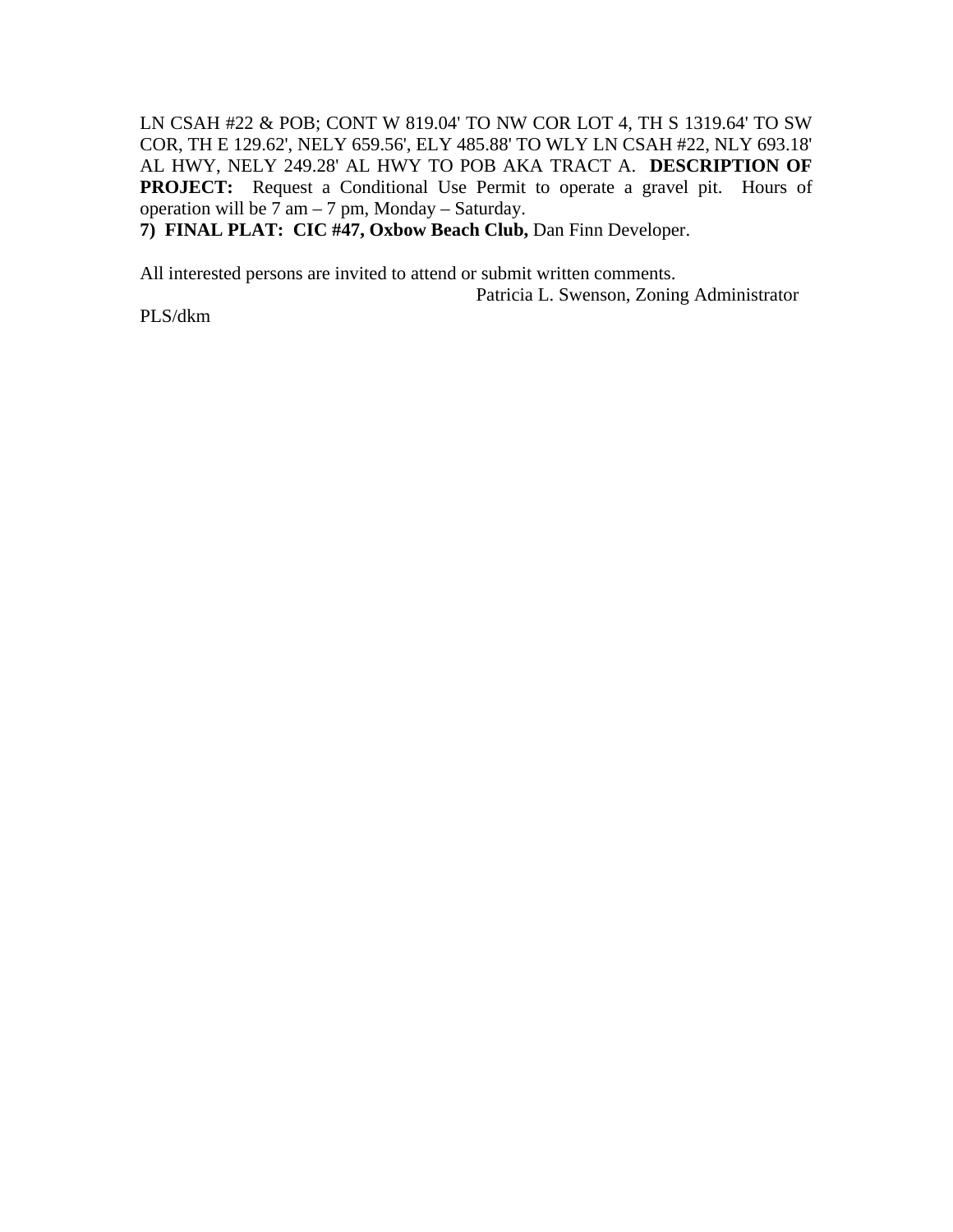LN CSAH #22 & POB; CONT W 819.04' TO NW COR LOT 4, TH S 1319.64' TO SW COR, TH E 129.62', NELY 659.56', ELY 485.88' TO WLY LN CSAH #22, NLY 693.18' AL HWY, NELY 249.28' AL HWY TO POB AKA TRACT A. **DESCRIPTION OF PROJECT:** Request a Conditional Use Permit to operate a gravel pit. Hours of operation will be 7 am – 7 pm, Monday – Saturday.

**7) FINAL PLAT: CIC #47, Oxbow Beach Club,** Dan Finn Developer.

All interested persons are invited to attend or submit written comments.

Patricia L. Swenson, Zoning Administrator

PLS/dkm